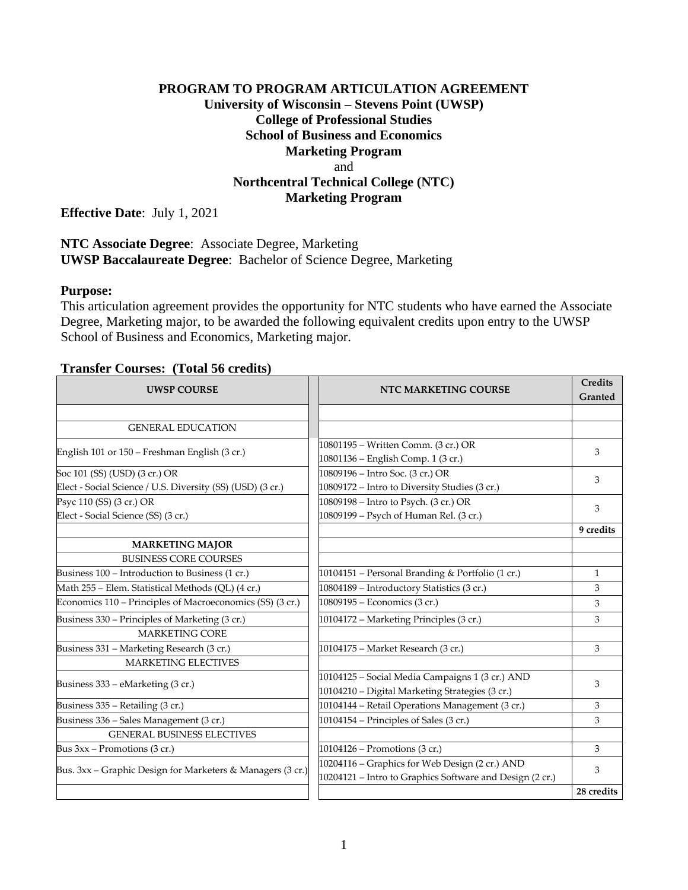# PROGRAM TO PROGRAM ARTICULATION AGREEMENT

## University of Wisconsin – Stevens Point (UWSP)
## College of Professional Studies
## School of Business and Economics
## Marketing Program

and

## Northcentral Technical College (NTC)
## Marketing Program

**Effective Date**: July 1, 2021

**NTC Associate Degree**: Associate Degree, Marketing
**UWSP Baccalaureate Degree**: Bachelor of Science Degree, Marketing

**Purpose:**
This articulation agreement provides the opportunity for NTC students who have earned the Associate Degree, Marketing major, to be awarded the following equivalent credits upon entry to the UWSP School of Business and Economics, Marketing major.

**Transfer Courses: (Total 56 credits)**

| UWSP COURSE | NTC MARKETING COURSE | Credits Granted |
|---|---|---|
| | | |
| GENERAL EDUCATION | | |
| English 101 or 150 – Freshman English (3 cr.) | 10801195 – Written Comm. (3 cr.) OR<br>10801136 – English Comp. 1 (3 cr.) | 3 |
| Soc 101 (SS) (USD) (3 cr.) OR<br>Elect - Social Science / U.S. Diversity (SS) (USD) (3 cr.) | 10809196 – Intro Soc. (3 cr.) OR<br>10809172 – Intro to Diversity Studies (3 cr.) | 3 |
| Psyc 110 (SS) (3 cr.) OR<br>Elect - Social Science (SS) (3 cr.) | 10809198 – Intro to Psych. (3 cr.) OR<br>10809199 – Psych of Human Rel. (3 cr.) | 3 |
| | | **9 credits** |
| **MARKETING MAJOR** | | |
| BUSINESS CORE COURSES | | |
| Business 100 – Introduction to Business (1 cr.) | 10104151 – Personal Branding & Portfolio (1 cr.) | 1 |
| Math 255 – Elem. Statistical Methods (QL) (4 cr.) | 10804189 – Introductory Statistics (3 cr.) | 3 |
| Economics 110 – Principles of Macroeconomics (SS) (3 cr.) | 10809195 – Economics (3 cr.) | 3 |
| Business 330 – Principles of Marketing (3 cr.) | 10104172 – Marketing Principles (3 cr.) | 3 |
| MARKETING CORE | | |
| Business 331 – Marketing Research (3 cr.) | 10104175 – Market Research (3 cr.) | 3 |
| MARKETING ELECTIVES | | |
| Business 333 – eMarketing (3 cr.) | 10104125 – Social Media Campaigns 1 (3 cr.) AND<br>10104210 – Digital Marketing Strategies (3 cr.) | 3 |
| Business 335 – Retailing (3 cr.) | 10104144 – Retail Operations Management (3 cr.) | 3 |
| Business 336 – Sales Management (3 cr.) | 10104154 – Principles of Sales (3 cr.) | 3 |
| GENERAL BUSINESS ELECTIVES | | |
| Bus 3xx – Promotions (3 cr.) | 10104126 – Promotions (3 cr.) | 3 |
| Bus. 3xx – Graphic Design for Marketers & Managers (3 cr.) | 10204116 – Graphics for Web Design (2 cr.) AND<br>10204121 – Intro to Graphics Software and Design (2 cr.) | 3 |
| | | **28 credits** |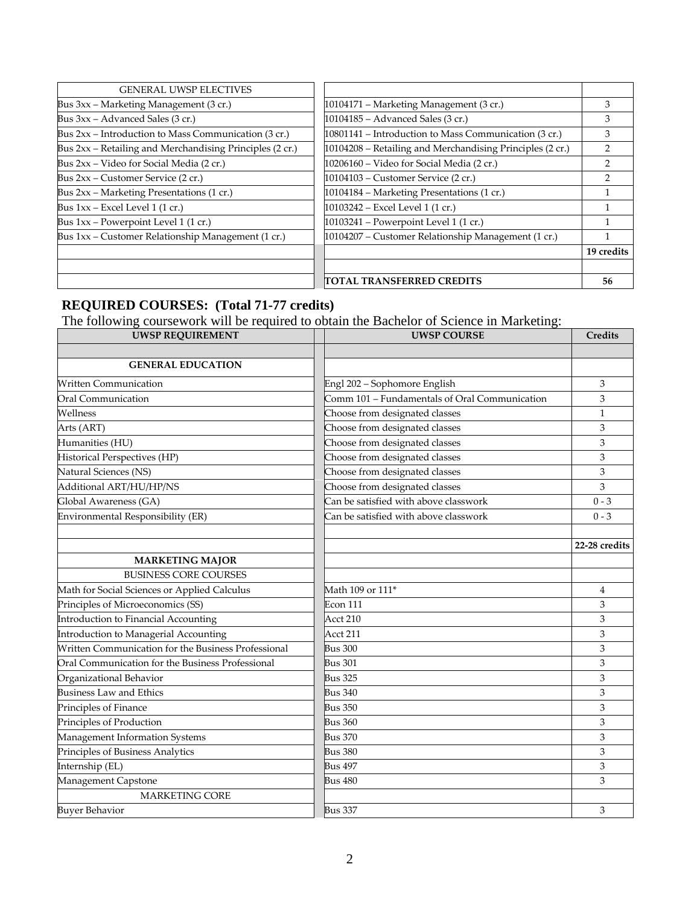| GENERAL UWSP ELECTIVES | | |
|---|---|---|
| Bus 3xx – Marketing Management (3 cr.) | 10104171 – Marketing Management (3 cr.) | 3 |
| Bus 3xx – Advanced Sales (3 cr.) | 10104185 – Advanced Sales (3 cr.) | 3 |
| Bus 2xx – Introduction to Mass Communication (3 cr.) | 10801141 – Introduction to Mass Communication (3 cr.) | 3 |
| Bus 2xx – Retailing and Merchandising Principles (2 cr.) | 10104208 – Retailing and Merchandising Principles (2 cr.) | 2 |
| Bus 2xx – Video for Social Media (2 cr.) | 10206160 – Video for Social Media (2 cr.) | 2 |
| Bus 2xx – Customer Service (2 cr.) | 10104103 – Customer Service (2 cr.) | 2 |
| Bus 2xx – Marketing Presentations (1 cr.) | 10104184 – Marketing Presentations (1 cr.) | 1 |
| Bus 1xx – Excel Level 1 (1 cr.) | 10103242 – Excel Level 1 (1 cr.) | 1 |
| Bus 1xx – Powerpoint Level 1 (1 cr.) | 10103241 – Powerpoint Level 1 (1 cr.) | 1 |
| Bus 1xx – Customer Relationship Management (1 cr.) | 10104207 – Customer Relationship Management (1 cr.) | 1 |
| | | **19 credits** |
| | | |
| | **TOTAL TRANSFERRED CREDITS** | **56** |

## REQUIRED COURSES: (Total 71-77 credits)

The following coursework will be required to obtain the Bachelor of Science in Marketing:

| UWSP REQUIREMENT | UWSP COURSE | Credits |
|---|---|---|
| | | |
| **GENERAL EDUCATION** | | |
| Written Communication | Engl 202 – Sophomore English | 3 |
| Oral Communication | Comm 101 – Fundamentals of Oral Communication | 3 |
| Wellness | Choose from designated classes | 1 |
| Arts (ART) | Choose from designated classes | 3 |
| Humanities (HU) | Choose from designated classes | 3 |
| Historical Perspectives (HP) | Choose from designated classes | 3 |
| Natural Sciences (NS) | Choose from designated classes | 3 |
| Additional ART/HU/HP/NS | Choose from designated classes | 3 |
| Global Awareness (GA) | Can be satisfied with above classwork | 0 - 3 |
| Environmental Responsibility (ER) | Can be satisfied with above classwork | 0 - 3 |
| | | |
| | | **22-28 credits** |
| **MARKETING MAJOR** | | |
| BUSINESS CORE COURSES | | |
| Math for Social Sciences or Applied Calculus | Math 109 or 111* | 4 |
| Principles of Microeconomics (SS) | Econ 111 | 3 |
| Introduction to Financial Accounting | Acct 210 | 3 |
| Introduction to Managerial Accounting | Acct 211 | 3 |
| Written Communication for the Business Professional | Bus 300 | 3 |
| Oral Communication for the Business Professional | Bus 301 | 3 |
| Organizational Behavior | Bus 325 | 3 |
| Business Law and Ethics | Bus 340 | 3 |
| Principles of Finance | Bus 350 | 3 |
| Principles of Production | Bus 360 | 3 |
| Management Information Systems | Bus 370 | 3 |
| Principles of Business Analytics | Bus 380 | 3 |
| Internship (EL) | Bus 497 | 3 |
| Management Capstone | Bus 480 | 3 |
| MARKETING CORE | | |
| Buyer Behavior | Bus 337 | 3 |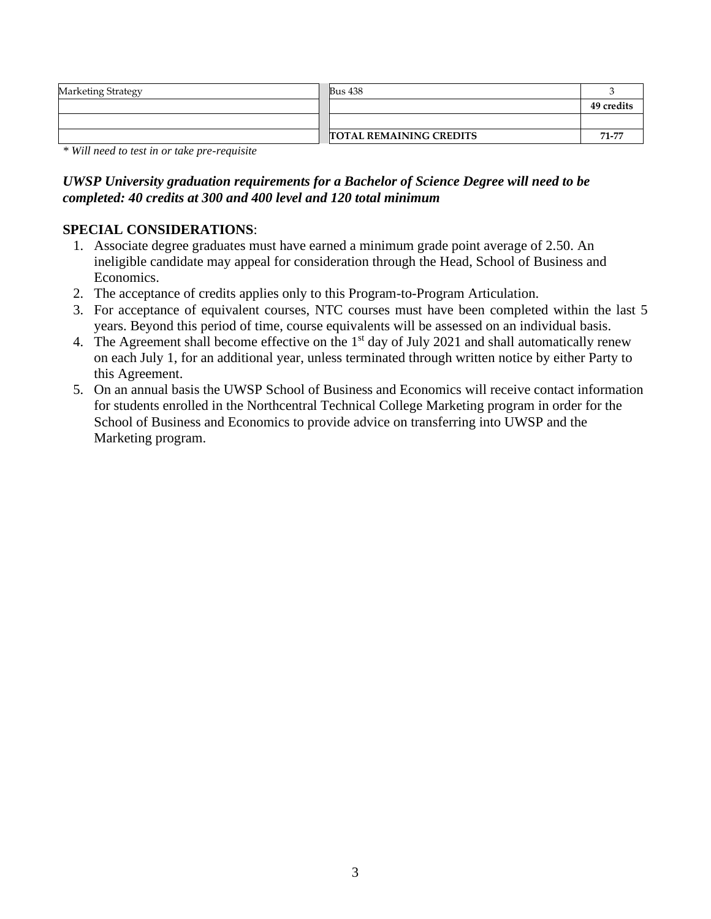| | | |
|---|---|---|
| Marketing Strategy | Bus 438 | 3 |
| | | **49 credits** |
| | | |
| | **TOTAL REMAINING CREDITS** | **71-77** |

*\* Will need to test in or take pre-requisite*

***UWSP University graduation requirements for a Bachelor of Science Degree will need to be completed: 40 credits at 300 and 400 level and 120 total minimum***

**SPECIAL CONSIDERATIONS**:

1. Associate degree graduates must have earned a minimum grade point average of 2.50. An ineligible candidate may appeal for consideration through the Head, School of Business and Economics.
2. The acceptance of credits applies only to this Program-to-Program Articulation.
3. For acceptance of equivalent courses, NTC courses must have been completed within the last 5 years. Beyond this period of time, course equivalents will be assessed on an individual basis.
4. The Agreement shall become effective on the 1st day of July 2021 and shall automatically renew on each July 1, for an additional year, unless terminated through written notice by either Party to this Agreement.
5. On an annual basis the UWSP School of Business and Economics will receive contact information for students enrolled in the Northcentral Technical College Marketing program in order for the School of Business and Economics to provide advice on transferring into UWSP and the Marketing program.